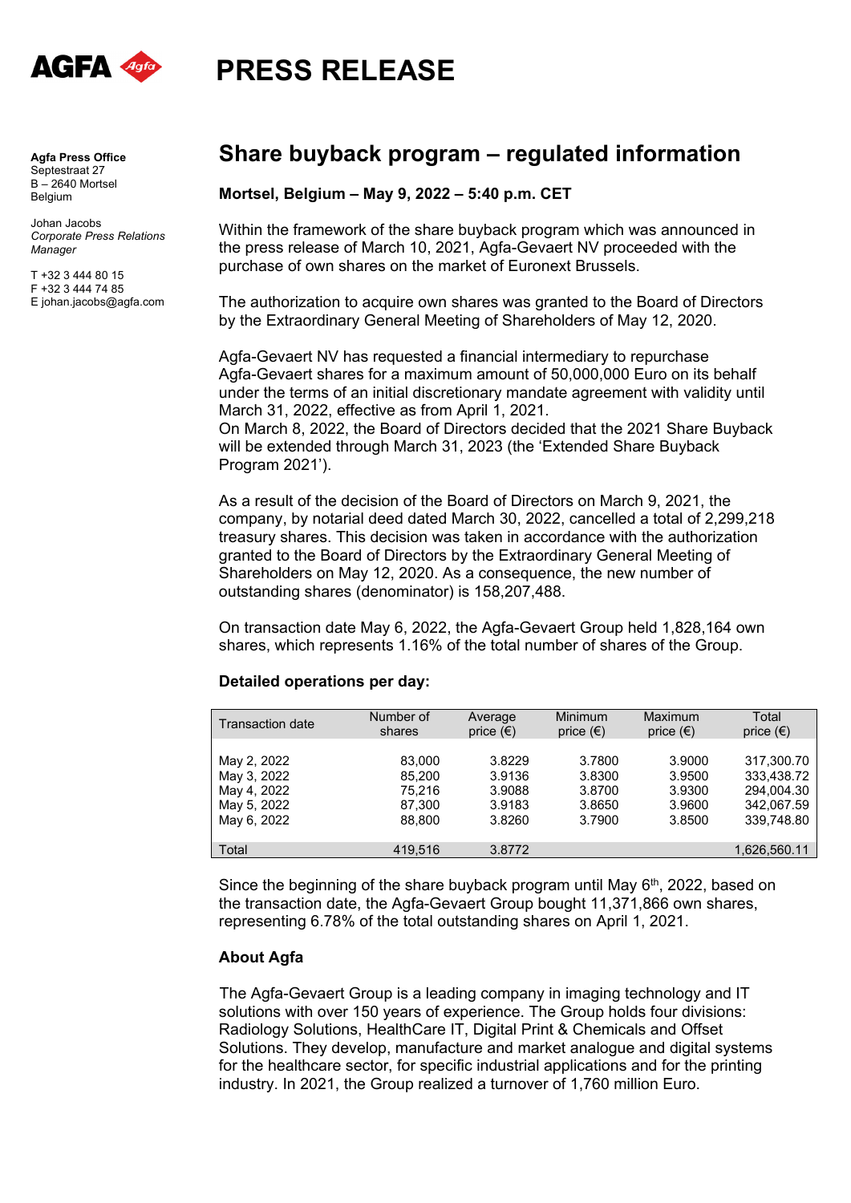# PRESS RELEASE

**Agfa Press Office**
Septestraat 27
B – 2640 Mortsel
Belgium

Johan Jacobs
*Corporate Press Relations Manager*

T +32 3 444 80 15
F +32 3 444 74 85
E johan.jacobs@agfa.com

## Share buyback program – regulated information

**Mortsel, Belgium – May 9, 2022 – 5:40 p.m. CET**

Within the framework of the share buyback program which was announced in the press release of March 10, 2021, Agfa-Gevaert NV proceeded with the purchase of own shares on the market of Euronext Brussels.

The authorization to acquire own shares was granted to the Board of Directors by the Extraordinary General Meeting of Shareholders of May 12, 2020.

Agfa-Gevaert NV has requested a financial intermediary to repurchase Agfa-Gevaert shares for a maximum amount of 50,000,000 Euro on its behalf under the terms of an initial discretionary mandate agreement with validity until March 31, 2022, effective as from April 1, 2021.
On March 8, 2022, the Board of Directors decided that the 2021 Share Buyback will be extended through March 31, 2023 (the 'Extended Share Buyback Program 2021').

As a result of the decision of the Board of Directors on March 9, 2021, the company, by notarial deed dated March 30, 2022, cancelled a total of 2,299,218 treasury shares. This decision was taken in accordance with the authorization granted to the Board of Directors by the Extraordinary General Meeting of Shareholders on May 12, 2020. As a consequence, the new number of outstanding shares (denominator) is 158,207,488.

On transaction date May 6, 2022, the Agfa-Gevaert Group held 1,828,164 own shares, which represents 1.16% of the total number of shares of the Group.

**Detailed operations per day:**

| Transaction date | Number of shares | Average price (€) | Minimum price (€) | Maximum price (€) | Total price (€) |
|---|---|---|---|---|---|
| May 2, 2022 | 83,000 | 3.8229 | 3.7800 | 3.9000 | 317,300.70 |
| May 3, 2022 | 85,200 | 3.9136 | 3.8300 | 3.9500 | 333,438.72 |
| May 4, 2022 | 75,216 | 3.9088 | 3.8700 | 3.9300 | 294,004.30 |
| May 5, 2022 | 87,300 | 3.9183 | 3.8650 | 3.9600 | 342,067.59 |
| May 6, 2022 | 88,800 | 3.8260 | 3.7900 | 3.8500 | 339,748.80 |
| Total | 419,516 | 3.8772 | | | 1,626,560.11 |

Since the beginning of the share buyback program until May 6th, 2022, based on the transaction date, the Agfa-Gevaert Group bought 11,371,866 own shares, representing 6.78% of the total outstanding shares on April 1, 2021.

**About Agfa**

The Agfa-Gevaert Group is a leading company in imaging technology and IT solutions with over 150 years of experience. The Group holds four divisions: Radiology Solutions, HealthCare IT, Digital Print & Chemicals and Offset Solutions. They develop, manufacture and market analogue and digital systems for the healthcare sector, for specific industrial applications and for the printing industry. In 2021, the Group realized a turnover of 1,760 million Euro.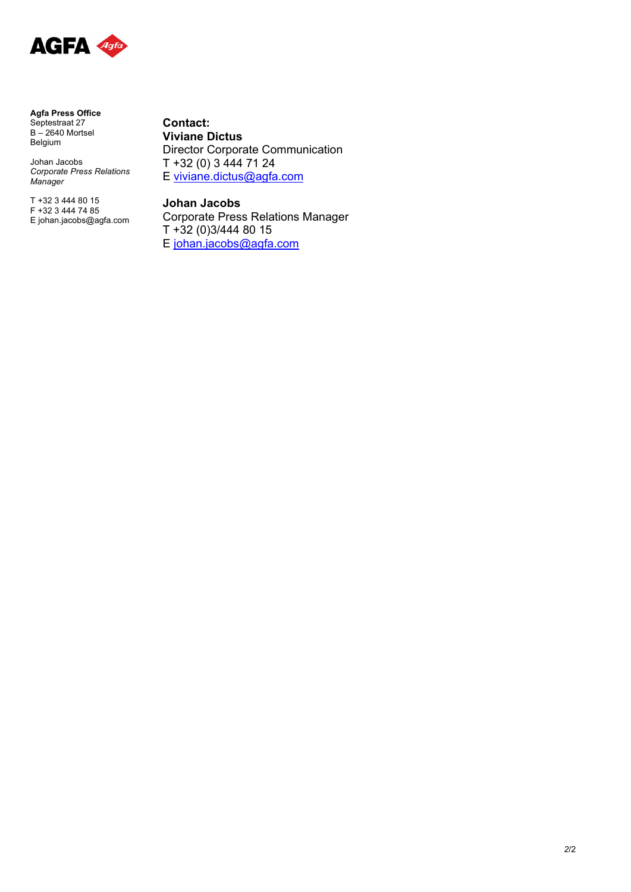**Agfa Press Office**
Septestraat 27
B – 2640 Mortsel
Belgium

Johan Jacobs
*Corporate Press Relations Manager*

T +32 3 444 80 15
F +32 3 444 74 85
E johan.jacobs@agfa.com

**Contact:**
**Viviane Dictus**
Director Corporate Communication
T +32 (0) 3 444 71 24
E viviane.dictus@agfa.com

**Johan Jacobs**
Corporate Press Relations Manager
T +32 (0)3/444 80 15
E johan.jacobs@agfa.com